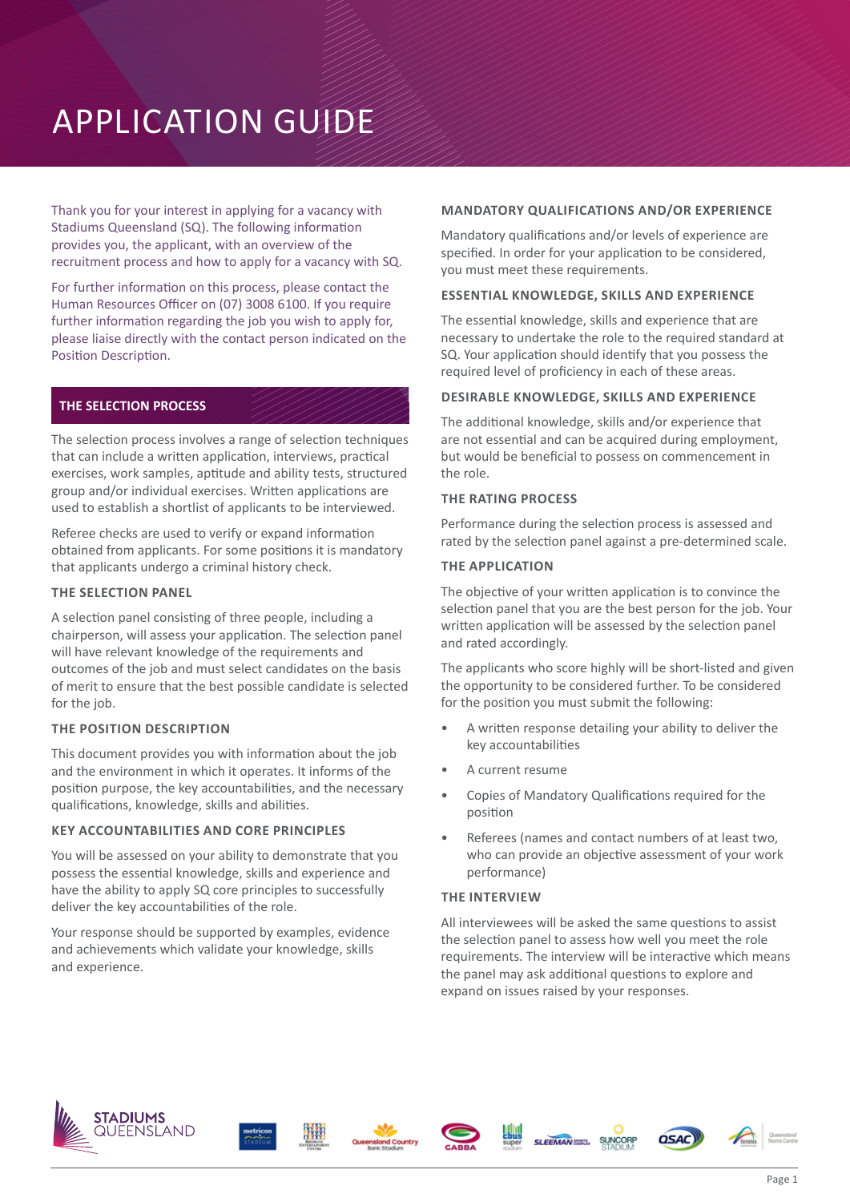# APPLICATION GUIDE

Thank you for your interest in applying for a vacancy with Stadiums Queensland (SQ). The following information provides you, the applicant, with an overview of the recruitment process and how to apply for a vacancy with SQ.

For further information on this process, please contact the Human Resources Officer on (07) 3008 6100. If you require further information regarding the job you wish to apply for, please liaise directly with the contact person indicated on the Position Description.

## THE SELECTION PROCESS

The selection process involves a range of selection techniques that can include a written application, interviews, practical exercises, work samples, aptitude and ability tests, structured group and/or individual exercises. Written applications are used to establish a shortlist of applicants to be interviewed.

Referee checks are used to verify or expand information obtained from applicants. For some positions it is mandatory that applicants undergo a criminal history check.

### THE SELECTION PANEL

A selection panel consisting of three people, including a chairperson, will assess your application. The selection panel will have relevant knowledge of the requirements and outcomes of the job and must select candidates on the basis of merit to ensure that the best possible candidate is selected for the job.

### THE POSITION DESCRIPTION

This document provides you with information about the job and the environment in which it operates. It informs of the position purpose, the key accountabilities, and the necessary qualifications, knowledge, skills and abilities.

### KEY ACCOUNTABILITIES AND CORE PRINCIPLES

You will be assessed on your ability to demonstrate that you possess the essential knowledge, skills and experience and have the ability to apply SQ core principles to successfully deliver the key accountabilities of the role.

Your response should be supported by examples, evidence and achievements which validate your knowledge, skills and experience.

### MANDATORY QUALIFICATIONS AND/OR EXPERIENCE

Mandatory qualifications and/or levels of experience are specified. In order for your application to be considered, you must meet these requirements.

### ESSENTIAL KNOWLEDGE, SKILLS AND EXPERIENCE

The essential knowledge, skills and experience that are necessary to undertake the role to the required standard at SQ. Your application should identify that you possess the required level of proficiency in each of these areas.

### DESIRABLE KNOWLEDGE, SKILLS AND EXPERIENCE

The additional knowledge, skills and/or experience that are not essential and can be acquired during employment, but would be beneficial to possess on commencement in the role.

### THE RATING PROCESS

Performance during the selection process is assessed and rated by the selection panel against a pre-determined scale.

### THE APPLICATION

The objective of your written application is to convince the selection panel that you are the best person for the job. Your written application will be assessed by the selection panel and rated accordingly.

The applicants who score highly will be short-listed and given the opportunity to be considered further. To be considered for the position you must submit the following:

- A written response detailing your ability to deliver the key accountabilities
- A current resume
- Copies of Mandatory Qualifications required for the position
- Referees (names and contact numbers of at least two, who can provide an objective assessment of your work performance)

### THE INTERVIEW

All interviewees will be asked the same questions to assist the selection panel to assess how well you meet the role requirements. The interview will be interactive which means the panel may ask additional questions to explore and expand on issues raised by your responses.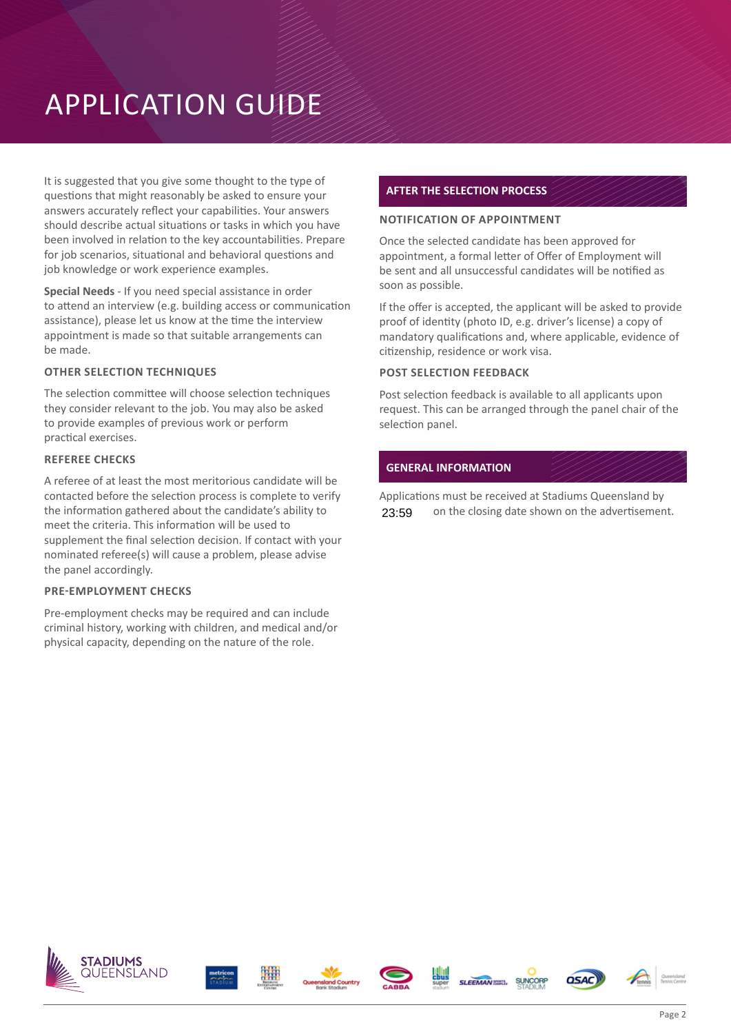# APPLICATION GUIDE

It is suggested that you give some thought to the type of questions that might reasonably be asked to ensure your answers accurately reflect your capabilities. Your answers should describe actual situations or tasks in which you have been involved in relation to the key accountabilities. Prepare for job scenarios, situational and behavioral questions and job knowledge or work experience examples.

**Special Needs** - If you need special assistance in order to attend an interview (e.g. building access or communication assistance), please let us know at the time the interview appointment is made so that suitable arrangements can be made.

### OTHER SELECTION TECHNIQUES

The selection committee will choose selection techniques they consider relevant to the job. You may also be asked to provide examples of previous work or perform practical exercises.

### REFEREE CHECKS

A referee of at least the most meritorious candidate will be contacted before the selection process is complete to verify the information gathered about the candidate's ability to meet the criteria. This information will be used to supplement the final selection decision. If contact with your nominated referee(s) will cause a problem, please advise the panel accordingly.

### PRE-EMPLOYMENT CHECKS

Pre-employment checks may be required and can include criminal history, working with children, and medical and/or physical capacity, depending on the nature of the role.

## AFTER THE SELECTION PROCESS

### NOTIFICATION OF APPOINTMENT

Once the selected candidate has been approved for appointment, a formal letter of Offer of Employment will be sent and all unsuccessful candidates will be notified as soon as possible.

If the offer is accepted, the applicant will be asked to provide proof of identity (photo ID, e.g. driver's license) a copy of mandatory qualifications and, where applicable, evidence of citizenship, residence or work visa.

### POST SELECTION FEEDBACK

Post selection feedback is available to all applicants upon request. This can be arranged through the panel chair of the selection panel.

## GENERAL INFORMATION

Applications must be received at Stadiums Queensland by 23:59 on the closing date shown on the advertisement.